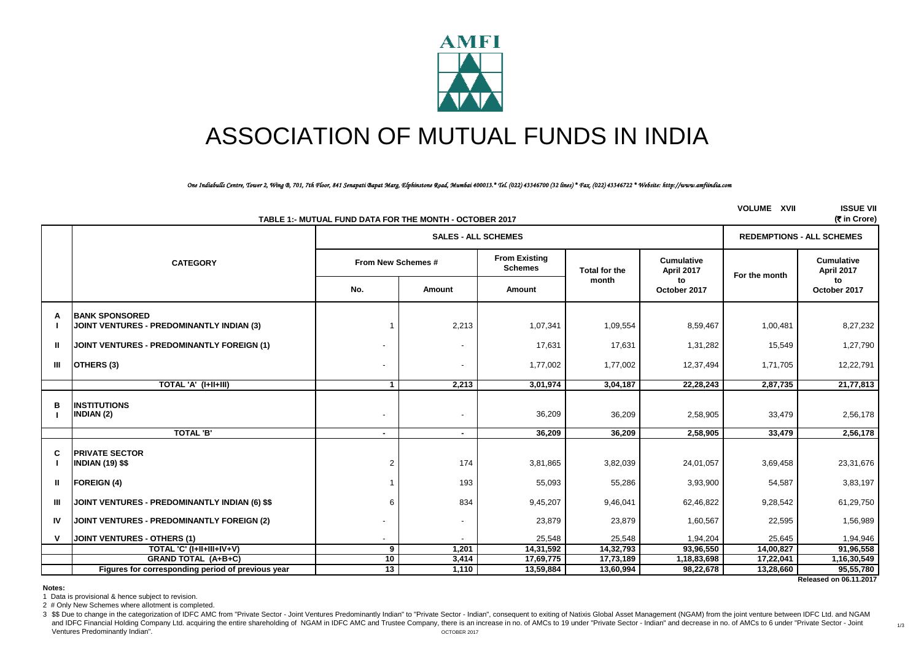# ASSOCIATION OF MUTUAL FUNDS IN INDIA

*One Indiabulls Centre, Tower 2, Wing B, 701, 7th Floor, 841 Senapati Bapat Marg, Elphinstone Road, Mumbai 400013.* Tel. (022) 43346700 (32 lines) * Fax. (022) 43346722 * Website: http://www.amfiindia.com*

VOLUME XVII ISSUE VII

**TABLE 1:- MUTUAL FUND DATA FOR THE MONTH - OCTOBER 2017** (₹ in Crore)

| | CATEGORY | SALES - ALL SCHEMES | | | | | REDEMPTIONS - ALL SCHEMES | |
|---|---|---|---|---|---|---|---|---|
| | | From New Schemes # | | From Existing Schemes | Total for the month | Cumulative April 2017 to October 2017 | For the month | Cumulative April 2017 to October 2017 |
| | | No. | Amount | Amount | | | | |
| **A** | **BANK SPONSORED** | | | | | | | |
| **I** | **JOINT VENTURES - PREDOMINANTLY INDIAN (3)** | 1 | 2,213 | 1,07,341 | 1,09,554 | 8,59,467 | 1,00,481 | 8,27,232 |
| **II** | **JOINT VENTURES - PREDOMINANTLY FOREIGN (1)** | - | - | 17,631 | 17,631 | 1,31,282 | 15,549 | 1,27,790 |
| **III** | **OTHERS (3)** | - | - | 1,77,002 | 1,77,002 | 12,37,494 | 1,71,705 | 12,22,791 |
| | **TOTAL 'A' (I+II+III)** | **1** | **2,213** | **3,01,974** | **3,04,187** | **22,28,243** | **2,87,735** | **21,77,813** |
| **B** | **INSTITUTIONS** | | | | | | | |
| **I** | **INDIAN (2)** | - | - | 36,209 | 36,209 | 2,58,905 | 33,479 | 2,56,178 |
| | **TOTAL 'B'** | **-** | **-** | **36,209** | **36,209** | **2,58,905** | **33,479** | **2,56,178** |
| **C** | **PRIVATE SECTOR** | | | | | | | |
| **I** | **INDIAN (19) $$** | 2 | 174 | 3,81,865 | 3,82,039 | 24,01,057 | 3,69,458 | 23,31,676 |
| **II** | **FOREIGN (4)** | 1 | 193 | 55,093 | 55,286 | 3,93,900 | 54,587 | 3,83,197 |
| **III** | **JOINT VENTURES - PREDOMINANTLY INDIAN (6) $$** | 6 | 834 | 9,45,207 | 9,46,041 | 62,46,822 | 9,28,542 | 61,29,750 |
| **IV** | **JOINT VENTURES - PREDOMINANTLY FOREIGN (2)** | - | - | 23,879 | 23,879 | 1,60,567 | 22,595 | 1,56,989 |
| **V** | **JOINT VENTURES - OTHERS (1)** | - | - | 25,548 | 25,548 | 1,94,204 | 25,645 | 1,94,946 |
| | **TOTAL 'C' (I+II+III+IV+V)** | **9** | **1,201** | **14,31,592** | **14,32,793** | **93,96,550** | **14,00,827** | **91,96,558** |
| | **GRAND TOTAL (A+B+C)** | **10** | **3,414** | **17,69,775** | **17,73,189** | **1,18,83,698** | **17,22,041** | **1,16,30,549** |
| | **Figures for corresponding period of previous year** | **13** | **1,110** | **13,59,884** | **13,60,994** | **98,22,678** | **13,28,660** | **95,55,780** |

**Released on 06.11.2017**

**Notes:**

1 Data is provisional & hence subject to revision.

2 # Only New Schemes where allotment is completed.

3 $$ Due to change in the categorization of IDFC AMC from "Private Sector - Joint Ventures Predominantly Indian" to "Private Sector - Indian", consequent to exiting of Natixis Global Asset Management (NGAM) from the joint venture between IDFC Ltd. and NGAM and IDFC Financial Holding Company Ltd. acquiring the entire shareholding of NGAM in IDFC AMC and Trustee Company, there is an increase in no. of AMCs to 19 under "Private Sector - Indian" and decrease in no. of AMCs to 6 under "Private Sector - Joint Ventures Predominantly Indian".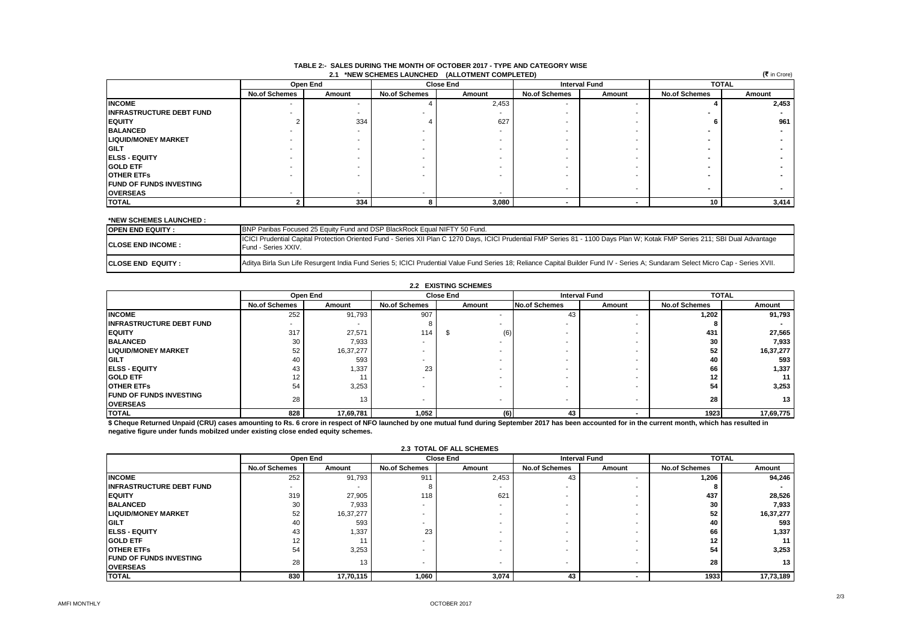# TABLE 2:- SALES DURING THE MONTH OF OCTOBER 2017 - TYPE AND CATEGORY WISE

## 2.1 *NEW SCHEMES LAUNCHED (ALLOTMENT COMPLETED)

(₹ in Crore)

| | Open End | | Close End | | Interval Fund | | TOTAL | |
|---|---|---|---|---|---|---|---|---|
| | No.of Schemes | Amount | No.of Schemes | Amount | No.of Schemes | Amount | No.of Schemes | Amount |
| **INCOME** | - | - | 4 | 2,453 | - | - | **4** | **2,453** |
| **INFRASTRUCTURE DEBT FUND** | - | - | - | - | - | - | **-** | **-** |
| **EQUITY** | 2 | 334 | 4 | 627 | - | - | **6** | **961** |
| **BALANCED** | - | - | - | - | - | - | **-** | **-** |
| **LIQUID/MONEY MARKET** | - | - | - | - | - | - | **-** | **-** |
| **GILT** | - | - | - | - | - | - | **-** | **-** |
| **ELSS - EQUITY** | - | - | - | - | - | - | **-** | **-** |
| **GOLD ETF** | - | - | - | - | - | - | **-** | **-** |
| **OTHER ETFs** | - | - | - | - | - | - | **-** | **-** |
| **FUND OF FUNDS INVESTING OVERSEAS** | - | - | - | - | - | - | **-** | **-** |
| **TOTAL** | **2** | **334** | **8** | **3,080** | **-** | **-** | **10** | **3,414** |

**\*NEW SCHEMES LAUNCHED :**

| | |
|---|---|
| **OPEN END EQUITY :** | BNP Paribas Focused 25 Equity Fund and DSP BlackRock Equal NIFTY 50 Fund. |
| **CLOSE END INCOME :** | ICICI Prudential Capital Protection Oriented Fund - Series XII Plan C 1270 Days, ICICI Prudential FMP Series 81 - 1100 Days Plan W; Kotak FMP Series 211; SBI Dual Advantage Fund - Series XXIV. |
| **CLOSE END EQUITY :** | Aditya Birla Sun Life Resurgent India Fund Series 5; ICICI Prudential Value Fund Series 18; Reliance Capital Builder Fund IV - Series A; Sundaram Select Micro Cap - Series XVII. |

## 2.2 EXISTING SCHEMES

| | Open End | | Close End | | Interval Fund | | TOTAL | |
|---|---|---|---|---|---|---|---|---|
| | No.of Schemes | Amount | No.of Schemes | Amount | No.of Schemes | Amount | No.of Schemes | Amount |
| **INCOME** | 252 | 91,793 | 907 | - | 43 | - | **1,202** | **91,793** |
| **INFRASTRUCTURE DEBT FUND** | - | - | 8 | - | - | - | **8** | **-** |
| **EQUITY** | 317 | 27,571 | 114 | $ (6) | - | - | **431** | **27,565** |
| **BALANCED** | 30 | 7,933 | - | - | - | - | **30** | **7,933** |
| **LIQUID/MONEY MARKET** | 52 | 16,37,277 | - | - | - | - | **52** | **16,37,277** |
| **GILT** | 40 | 593 | - | - | - | - | **40** | **593** |
| **ELSS - EQUITY** | 43 | 1,337 | 23 | - | - | - | **66** | **1,337** |
| **GOLD ETF** | 12 | 11 | - | - | - | - | **12** | **11** |
| **OTHER ETFs** | 54 | 3,253 | - | - | - | - | **54** | **3,253** |
| **FUND OF FUNDS INVESTING OVERSEAS** | 28 | 13 | - | - | - | - | **28** | **13** |
| **TOTAL** | **828** | **17,69,781** | **1,052** | **(6)** | **43** | **-** | **1923** | **17,69,775** |

**$ Cheque Returned Unpaid (CRU) cases amounting to Rs. 6 crore in respect of NFO launched by one mutual fund during September 2017 has been accounted for in the current month, which has resulted in negative figure under funds mobilzed under existing close ended equity schemes.**

## 2.3 TOTAL OF ALL SCHEMES

| | Open End | | Close End | | Interval Fund | | TOTAL | |
|---|---|---|---|---|---|---|---|---|
| | No.of Schemes | Amount | No.of Schemes | Amount | No.of Schemes | Amount | No.of Schemes | Amount |
| **INCOME** | 252 | 91,793 | 911 | 2,453 | 43 | - | **1,206** | **94,246** |
| **INFRASTRUCTURE DEBT FUND** | - | - | 8 | - | - | - | **8** | **-** |
| **EQUITY** | 319 | 27,905 | 118 | 621 | - | - | **437** | **28,526** |
| **BALANCED** | 30 | 7,933 | - | - | - | - | **30** | **7,933** |
| **LIQUID/MONEY MARKET** | 52 | 16,37,277 | - | - | - | - | **52** | **16,37,277** |
| **GILT** | 40 | 593 | - | - | - | - | **40** | **593** |
| **ELSS - EQUITY** | 43 | 1,337 | 23 | - | - | - | **66** | **1,337** |
| **GOLD ETF** | 12 | 11 | - | - | - | - | **12** | **11** |
| **OTHER ETFs** | 54 | 3,253 | - | - | - | - | **54** | **3,253** |
| **FUND OF FUNDS INVESTING OVERSEAS** | 28 | 13 | - | - | - | - | **28** | **13** |
| **TOTAL** | **830** | **17,70,115** | **1,060** | **3,074** | **43** | **-** | **1933** | **17,73,189** |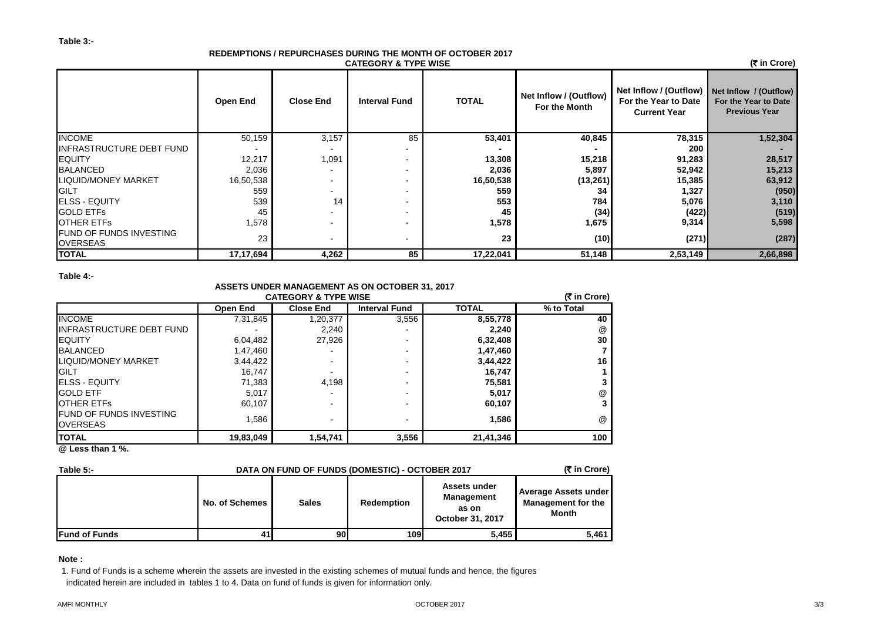**Table 3:-**

### REDEMPTIONS / REPURCHASES DURING THE MONTH OF OCTOBER 2017
**CATEGORY & TYPE WISE**

(₹ in Crore)

| | Open End | Close End | Interval Fund | TOTAL | Net Inflow / (Outflow) For the Month | Net Inflow / (Outflow) For the Year to Date Current Year | Net Inflow / (Outflow) For the Year to Date Previous Year |
|---|---|---|---|---|---|---|---|
| INCOME | 50,159 | 3,157 | 85 | **53,401** | **40,845** | **78,315** | **1,52,304** |
| INFRASTRUCTURE DEBT FUND | - | - | - | **-** | **-** | **200** | **-** |
| EQUITY | 12,217 | 1,091 | - | **13,308** | **15,218** | **91,283** | **28,517** |
| BALANCED | 2,036 | - | - | **2,036** | **5,897** | **52,942** | **15,213** |
| LIQUID/MONEY MARKET | 16,50,538 | - | - | **16,50,538** | **(13,261)** | **15,385** | **63,912** |
| GILT | 559 | - | - | **559** | **34** | **1,327** | **(950)** |
| ELSS - EQUITY | 539 | 14 | - | **553** | **784** | **5,076** | **3,110** |
| GOLD ETFs | 45 | - | - | **45** | **(34)** | **(422)** | **(519)** |
| OTHER ETFs | 1,578 | - | - | **1,578** | **1,675** | **9,314** | **5,598** |
| FUND OF FUNDS INVESTING OVERSEAS | 23 | - | - | **23** | **(10)** | **(271)** | **(287)** |
| **TOTAL** | **17,17,694** | **4,262** | **85** | **17,22,041** | **51,148** | **2,53,149** | **2,66,898** |

**Table 4:-**

### ASSETS UNDER MANAGEMENT AS ON OCTOBER 31, 2017
**CATEGORY & TYPE WISE**

(₹ in Crore)

| | Open End | Close End | Interval Fund | TOTAL | % to Total |
|---|---|---|---|---|---|
| INCOME | 7,31,845 | 1,20,377 | 3,556 | **8,55,778** | **40** |
| INFRASTRUCTURE DEBT FUND | - | 2,240 | - | **2,240** | @ |
| EQUITY | 6,04,482 | 27,926 | - | **6,32,408** | **30** |
| BALANCED | 1,47,460 | - | - | **1,47,460** | **7** |
| LIQUID/MONEY MARKET | 3,44,422 | - | - | **3,44,422** | **16** |
| GILT | 16,747 | - | - | **16,747** | **1** |
| ELSS - EQUITY | 71,383 | 4,198 | - | **75,581** | **3** |
| GOLD ETF | 5,017 | - | - | **5,017** | @ |
| OTHER ETFs | 60,107 | - | - | **60,107** | **3** |
| FUND OF FUNDS INVESTING OVERSEAS | 1,586 | - | - | **1,586** | @ |
| **TOTAL** | **19,83,049** | **1,54,741** | **3,556** | **21,41,346** | **100** |

**@ Less than 1 %.**

**Table 5:-**

### DATA ON FUND OF FUNDS (DOMESTIC) - OCTOBER 2017

(₹ in Crore)

| | No. of Schemes | Sales | Redemption | Assets under Management as on October 31, 2017 | Average Assets under Management for the Month |
|---|---|---|---|---|---|
| **Fund of Funds** | **41** | **90** | **109** | **5,455** | **5,461** |

**Note :**

1. Fund of Funds is a scheme wherein the assets are invested in the existing schemes of mutual funds and hence, the figures indicated herein are included in tables 1 to 4. Data on fund of funds is given for information only.